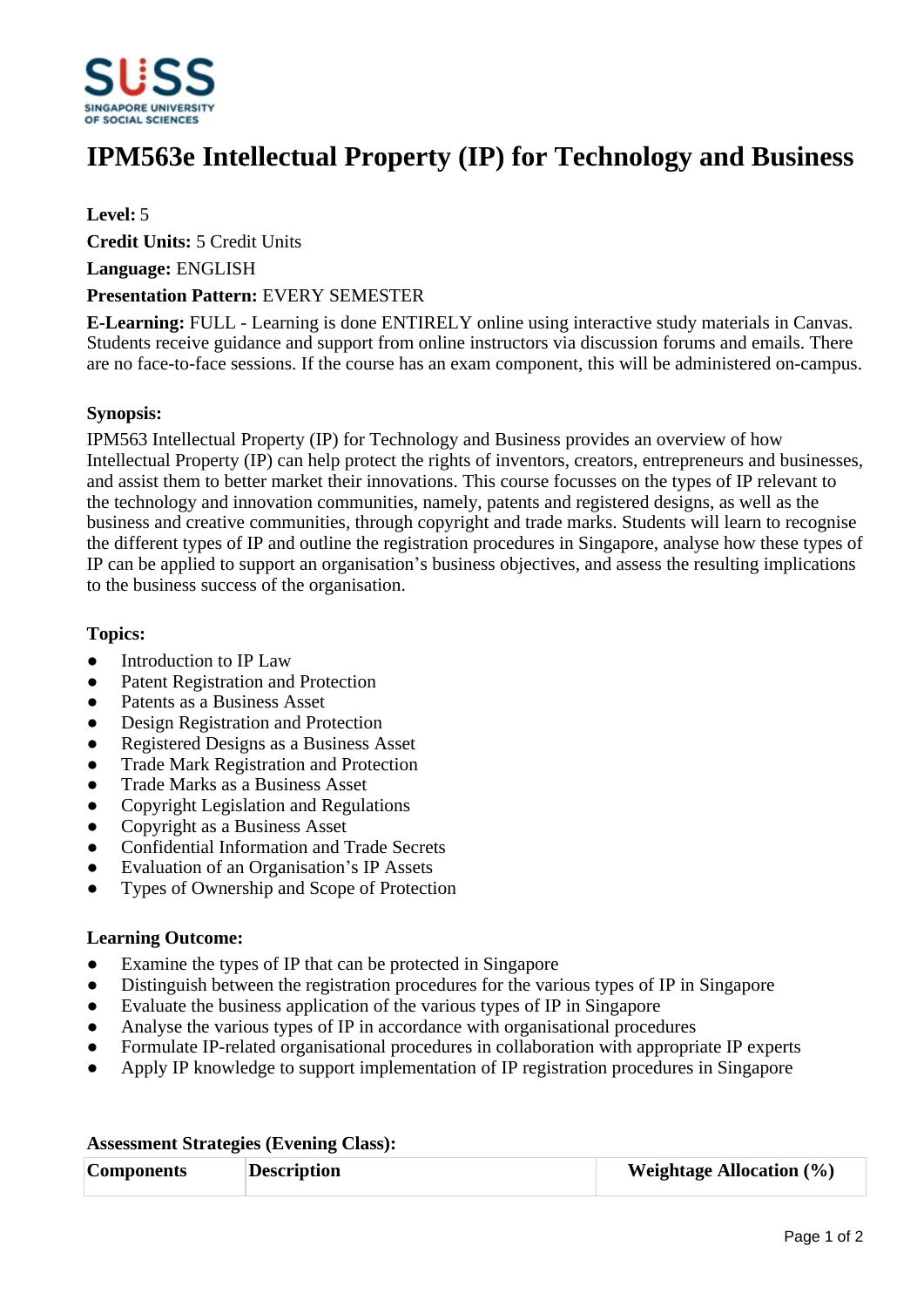# IPM563e Intellectual Property (IP) for Technology and Business

**Level:** 5

**Credit Units:** 5 Credit Units

**Language:** ENGLISH

**Presentation Pattern:** EVERY SEMESTER

**E-Learning:** FULL - Learning is done ENTIRELY online using interactive study materials in Canvas. Students receive guidance and support from online instructors via discussion forums and emails. There are no face-to-face sessions. If the course has an exam component, this will be administered on-campus.

**Synopsis:**

IPM563 Intellectual Property (IP) for Technology and Business provides an overview of how Intellectual Property (IP) can help protect the rights of inventors, creators, entrepreneurs and businesses, and assist them to better market their innovations. This course focusses on the types of IP relevant to the technology and innovation communities, namely, patents and registered designs, as well as the business and creative communities, through copyright and trade marks. Students will learn to recognise the different types of IP and outline the registration procedures in Singapore, analyse how these types of IP can be applied to support an organisation's business objectives, and assess the resulting implications to the business success of the organisation.

**Topics:**

- Introduction to IP Law
- Patent Registration and Protection
- Patents as a Business Asset
- Design Registration and Protection
- Registered Designs as a Business Asset
- Trade Mark Registration and Protection
- Trade Marks as a Business Asset
- Copyright Legislation and Regulations
- Copyright as a Business Asset
- Confidential Information and Trade Secrets
- Evaluation of an Organisation's IP Assets
- Types of Ownership and Scope of Protection

**Learning Outcome:**

- Examine the types of IP that can be protected in Singapore
- Distinguish between the registration procedures for the various types of IP in Singapore
- Evaluate the business application of the various types of IP in Singapore
- Analyse the various types of IP in accordance with organisational procedures
- Formulate IP-related organisational procedures in collaboration with appropriate IP experts
- Apply IP knowledge to support implementation of IP registration procedures in Singapore

**Assessment Strategies (Evening Class):**

| Components | Description | Weightage Allocation (%) |
|---|---|---|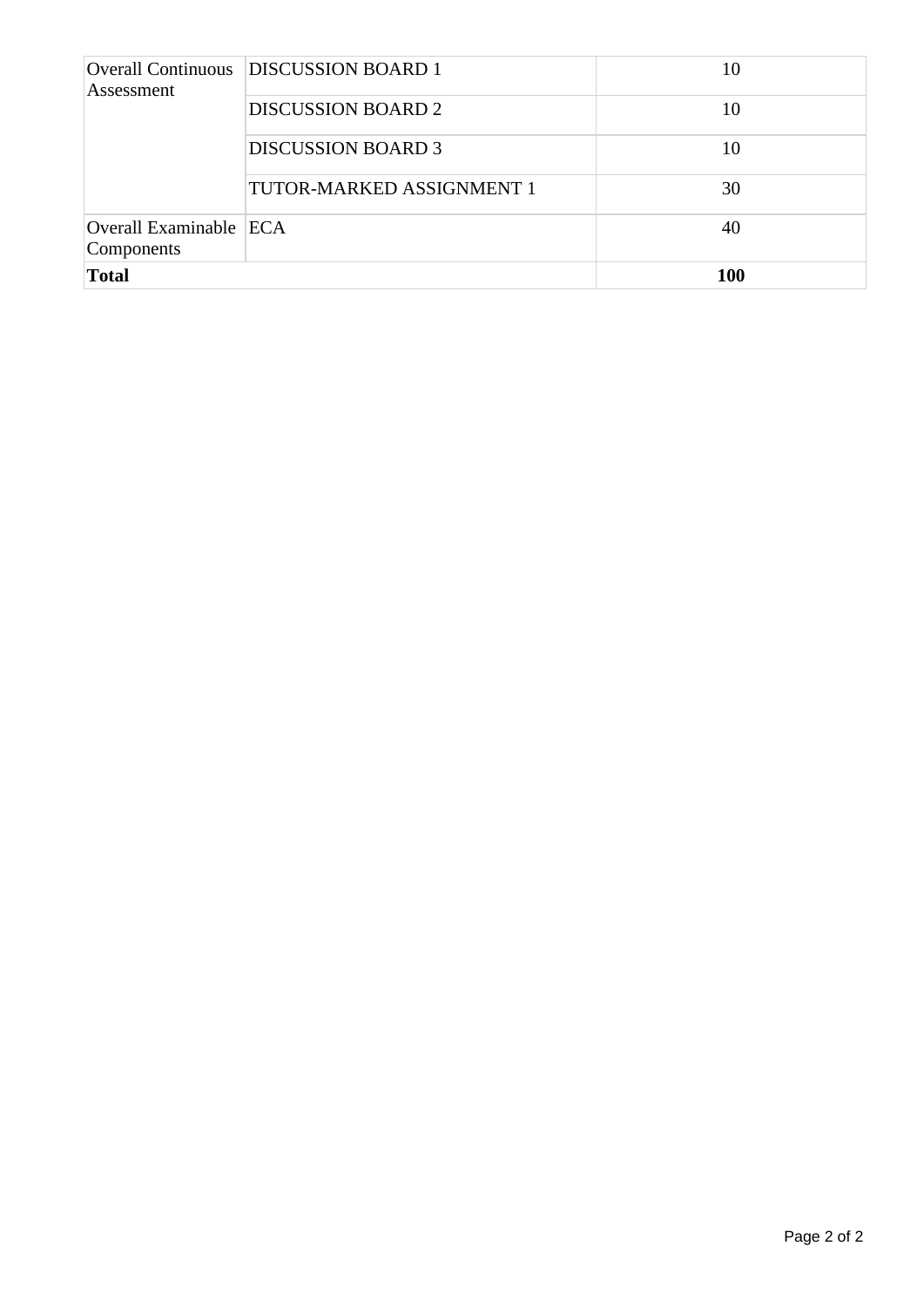| | | |
|---|---|---|
| Overall Continuous Assessment | DISCUSSION BOARD 1 | 10 |
| | DISCUSSION BOARD 2 | 10 |
| | DISCUSSION BOARD 3 | 10 |
| | TUTOR-MARKED ASSIGNMENT 1 | 30 |
| Overall Examinable Components | ECA | 40 |
| **Total** | | **100** |